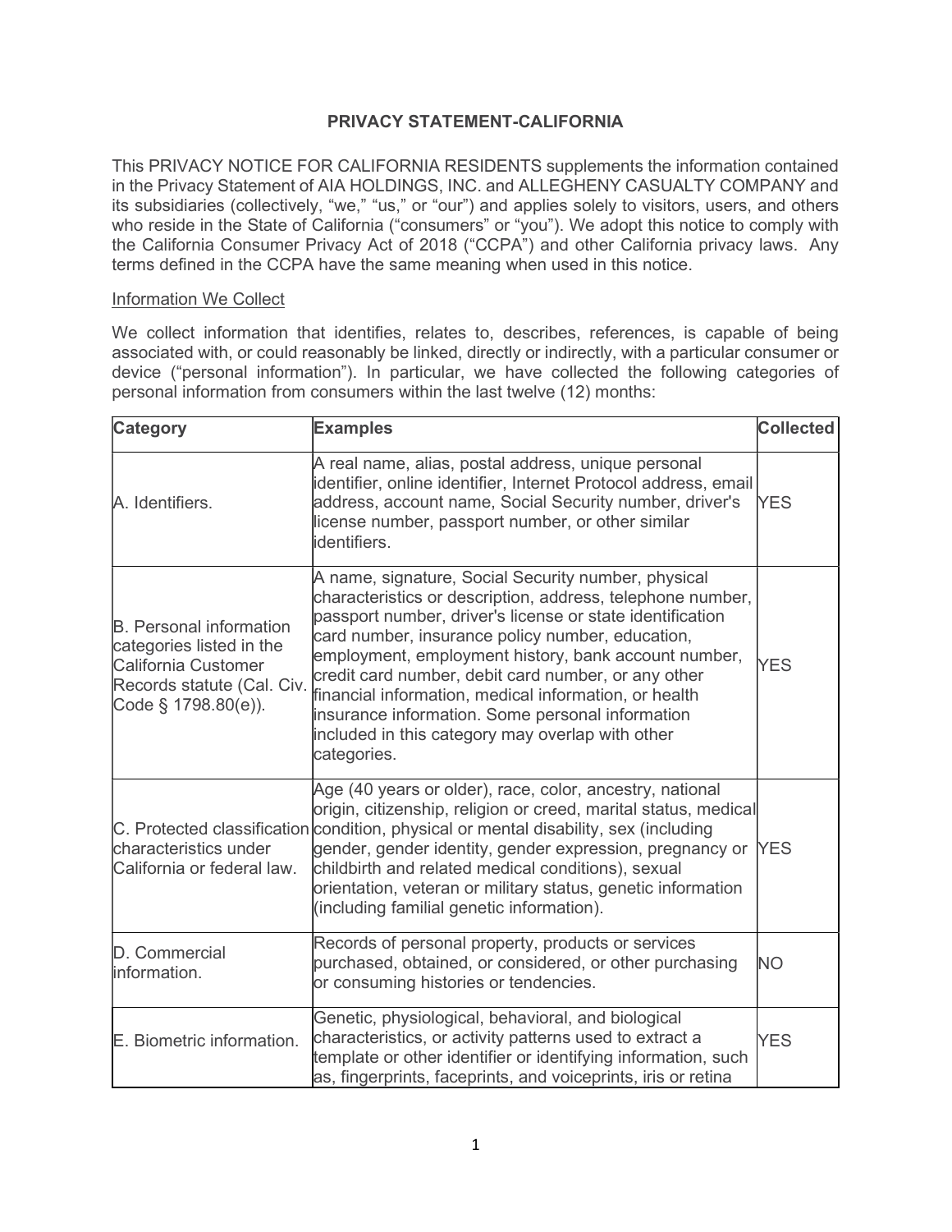# PRIVACY STATEMENT-CALIFORNIA

This PRIVACY NOTICE FOR CALIFORNIA RESIDENTS supplements the information contained in the Privacy Statement of AIA HOLDINGS, INC. and ALLEGHENY CASUALTY COMPANY and its subsidiaries (collectively, "we," "us," or "our") and applies solely to visitors, users, and others who reside in the State of California ("consumers" or "you"). We adopt this notice to comply with the California Consumer Privacy Act of 2018 ("CCPA") and other California privacy laws. Any terms defined in the CCPA have the same meaning when used in this notice.

## Information We Collect

We collect information that identifies, relates to, describes, references, is capable of being associated with, or could reasonably be linked, directly or indirectly, with a particular consumer or device ("personal information"). In particular, we have collected the following categories of personal information from consumers within the last twelve (12) months:

| Category | Examples | Collected |
|---|---|---|
| A. Identifiers. | A real name, alias, postal address, unique personal identifier, online identifier, Internet Protocol address, email address, account name, Social Security number, driver's license number, passport number, or other similar identifiers. | YES |
| B. Personal information categories listed in the California Customer Records statute (Cal. Civ. Code § 1798.80(e)). | A name, signature, Social Security number, physical characteristics or description, address, telephone number, passport number, driver's license or state identification card number, insurance policy number, education, employment, employment history, bank account number, credit card number, debit card number, or any other financial information, medical information, or health insurance information. Some personal information included in this category may overlap with other categories. | YES |
| C. Protected classification characteristics under California or federal law. | Age (40 years or older), race, color, ancestry, national origin, citizenship, religion or creed, marital status, medical condition, physical or mental disability, sex (including gender, gender identity, gender expression, pregnancy or childbirth and related medical conditions), sexual orientation, veteran or military status, genetic information (including familial genetic information). | YES |
| D. Commercial information. | Records of personal property, products or services purchased, obtained, or considered, or other purchasing or consuming histories or tendencies. | NO |
| E. Biometric information. | Genetic, physiological, behavioral, and biological characteristics, or activity patterns used to extract a template or other identifier or identifying information, such as, fingerprints, faceprints, and voiceprints, iris or retina | YES |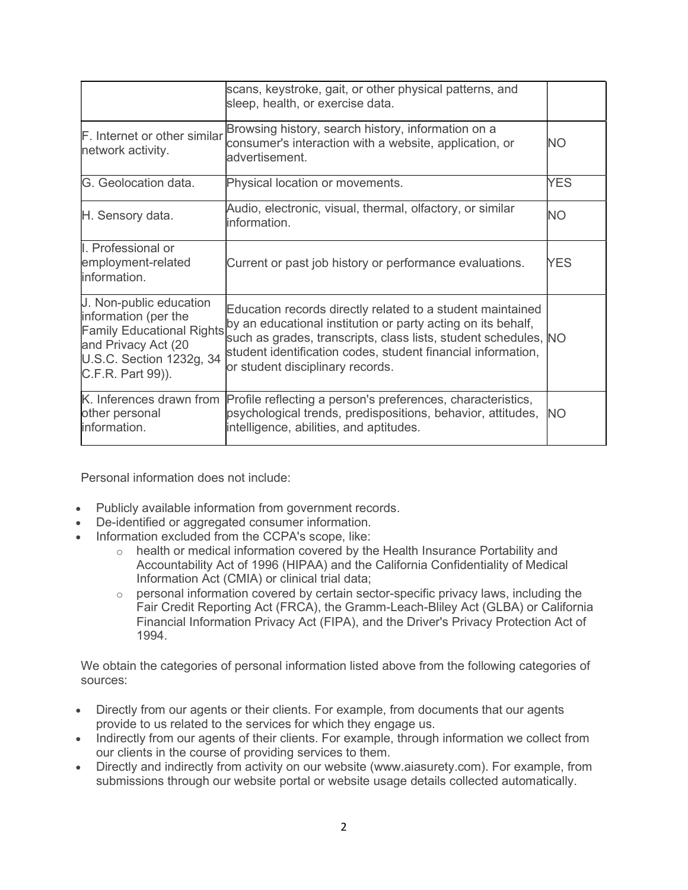| | | |
|---|---|---|
| | scans, keystroke, gait, or other physical patterns, and sleep, health, or exercise data. | |
| F. Internet or other similar network activity. | Browsing history, search history, information on a consumer's interaction with a website, application, or advertisement. | NO |
| G. Geolocation data. | Physical location or movements. | YES |
| H. Sensory data. | Audio, electronic, visual, thermal, olfactory, or similar information. | NO |
| I. Professional or employment-related information. | Current or past job history or performance evaluations. | YES |
| J. Non-public education information (per the Family Educational Rights and Privacy Act (20 U.S.C. Section 1232g, 34 C.F.R. Part 99)). | Education records directly related to a student maintained by an educational institution or party acting on its behalf, such as grades, transcripts, class lists, student schedules, student identification codes, student financial information, or student disciplinary records. | NO |
| K. Inferences drawn from other personal information. | Profile reflecting a person's preferences, characteristics, psychological trends, predispositions, behavior, attitudes, intelligence, abilities, and aptitudes. | NO |

Personal information does not include:

- Publicly available information from government records.
- De-identified or aggregated consumer information.
- Information excluded from the CCPA's scope, like:
  - health or medical information covered by the Health Insurance Portability and Accountability Act of 1996 (HIPAA) and the California Confidentiality of Medical Information Act (CMIA) or clinical trial data;
  - personal information covered by certain sector-specific privacy laws, including the Fair Credit Reporting Act (FRCA), the Gramm-Leach-Bliley Act (GLBA) or California Financial Information Privacy Act (FIPA), and the Driver's Privacy Protection Act of 1994.

We obtain the categories of personal information listed above from the following categories of sources:

- Directly from our agents or their clients. For example, from documents that our agents provide to us related to the services for which they engage us.
- Indirectly from our agents of their clients. For example, through information we collect from our clients in the course of providing services to them.
- Directly and indirectly from activity on our website (www.aiasurety.com). For example, from submissions through our website portal or website usage details collected automatically.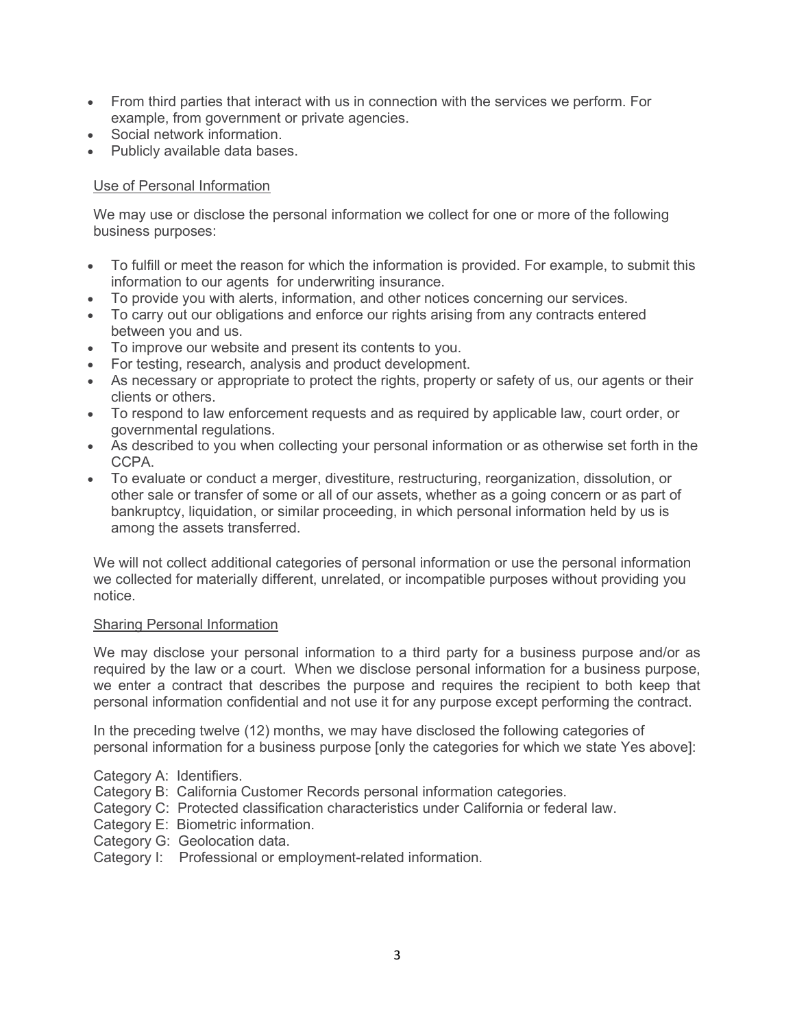- From third parties that interact with us in connection with the services we perform. For example, from government or private agencies.
- Social network information.
- Publicly available data bases.

<u>Use of Personal Information</u>

We may use or disclose the personal information we collect for one or more of the following business purposes:

- To fulfill or meet the reason for which the information is provided. For example, to submit this information to our agents for underwriting insurance.
- To provide you with alerts, information, and other notices concerning our services.
- To carry out our obligations and enforce our rights arising from any contracts entered between you and us.
- To improve our website and present its contents to you.
- For testing, research, analysis and product development.
- As necessary or appropriate to protect the rights, property or safety of us, our agents or their clients or others.
- To respond to law enforcement requests and as required by applicable law, court order, or governmental regulations.
- As described to you when collecting your personal information or as otherwise set forth in the CCPA.
- To evaluate or conduct a merger, divestiture, restructuring, reorganization, dissolution, or other sale or transfer of some or all of our assets, whether as a going concern or as part of bankruptcy, liquidation, or similar proceeding, in which personal information held by us is among the assets transferred.

We will not collect additional categories of personal information or use the personal information we collected for materially different, unrelated, or incompatible purposes without providing you notice.

<u>Sharing Personal Information</u>

We may disclose your personal information to a third party for a business purpose and/or as required by the law or a court. When we disclose personal information for a business purpose, we enter a contract that describes the purpose and requires the recipient to both keep that personal information confidential and not use it for any purpose except performing the contract.

In the preceding twelve (12) months, we may have disclosed the following categories of personal information for a business purpose [only the categories for which we state Yes above]:

Category A: Identifiers.
Category B: California Customer Records personal information categories.
Category C: Protected classification characteristics under California or federal law.
Category E: Biometric information.
Category G: Geolocation data.
Category I: Professional or employment-related information.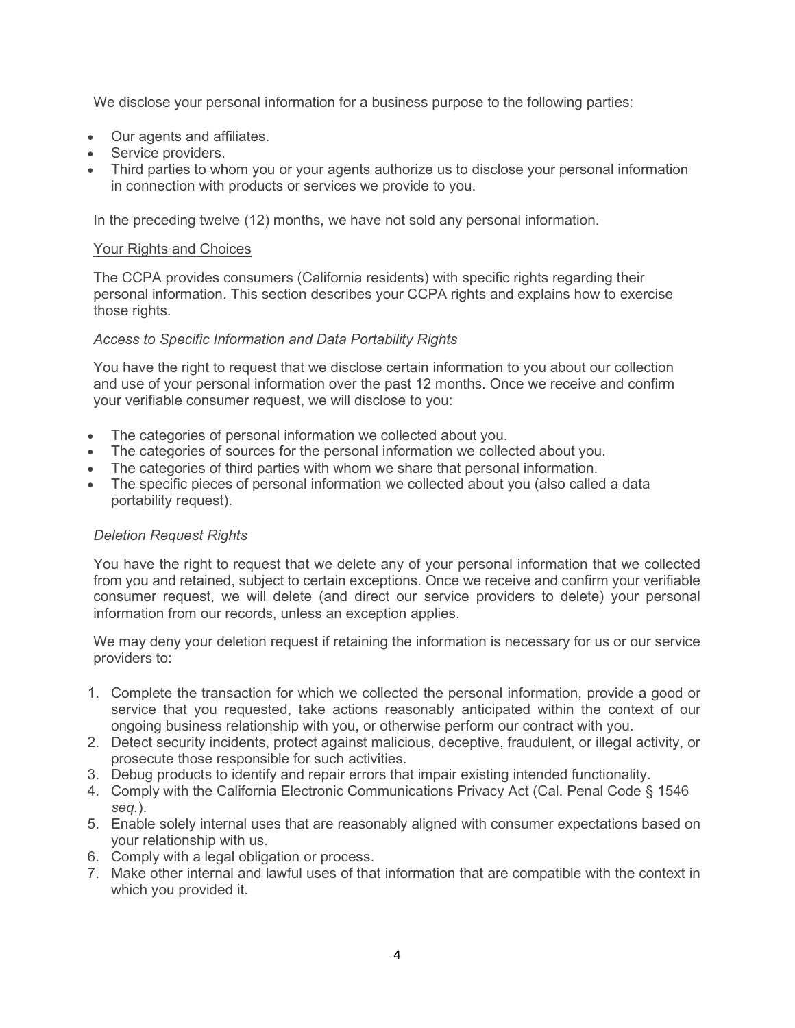We disclose your personal information for a business purpose to the following parties:

- Our agents and affiliates.
- Service providers.
- Third parties to whom you or your agents authorize us to disclose your personal information in connection with products or services we provide to you.

In the preceding twelve (12) months, we have not sold any personal information.

## Your Rights and Choices

The CCPA provides consumers (California residents) with specific rights regarding their personal information. This section describes your CCPA rights and explains how to exercise those rights.

### *Access to Specific Information and Data Portability Rights*

You have the right to request that we disclose certain information to you about our collection and use of your personal information over the past 12 months. Once we receive and confirm your verifiable consumer request, we will disclose to you:

- The categories of personal information we collected about you.
- The categories of sources for the personal information we collected about you.
- The categories of third parties with whom we share that personal information.
- The specific pieces of personal information we collected about you (also called a data portability request).

### *Deletion Request Rights*

You have the right to request that we delete any of your personal information that we collected from you and retained, subject to certain exceptions. Once we receive and confirm your verifiable consumer request, we will delete (and direct our service providers to delete) your personal information from our records, unless an exception applies.

We may deny your deletion request if retaining the information is necessary for us or our service providers to:

1. Complete the transaction for which we collected the personal information, provide a good or service that you requested, take actions reasonably anticipated within the context of our ongoing business relationship with you, or otherwise perform our contract with you.
2. Detect security incidents, protect against malicious, deceptive, fraudulent, or illegal activity, or prosecute those responsible for such activities.
3. Debug products to identify and repair errors that impair existing intended functionality.
4. Comply with the California Electronic Communications Privacy Act (Cal. Penal Code § 1546 *seq.*).
5. Enable solely internal uses that are reasonably aligned with consumer expectations based on your relationship with us.
6. Comply with a legal obligation or process.
7. Make other internal and lawful uses of that information that are compatible with the context in which you provided it.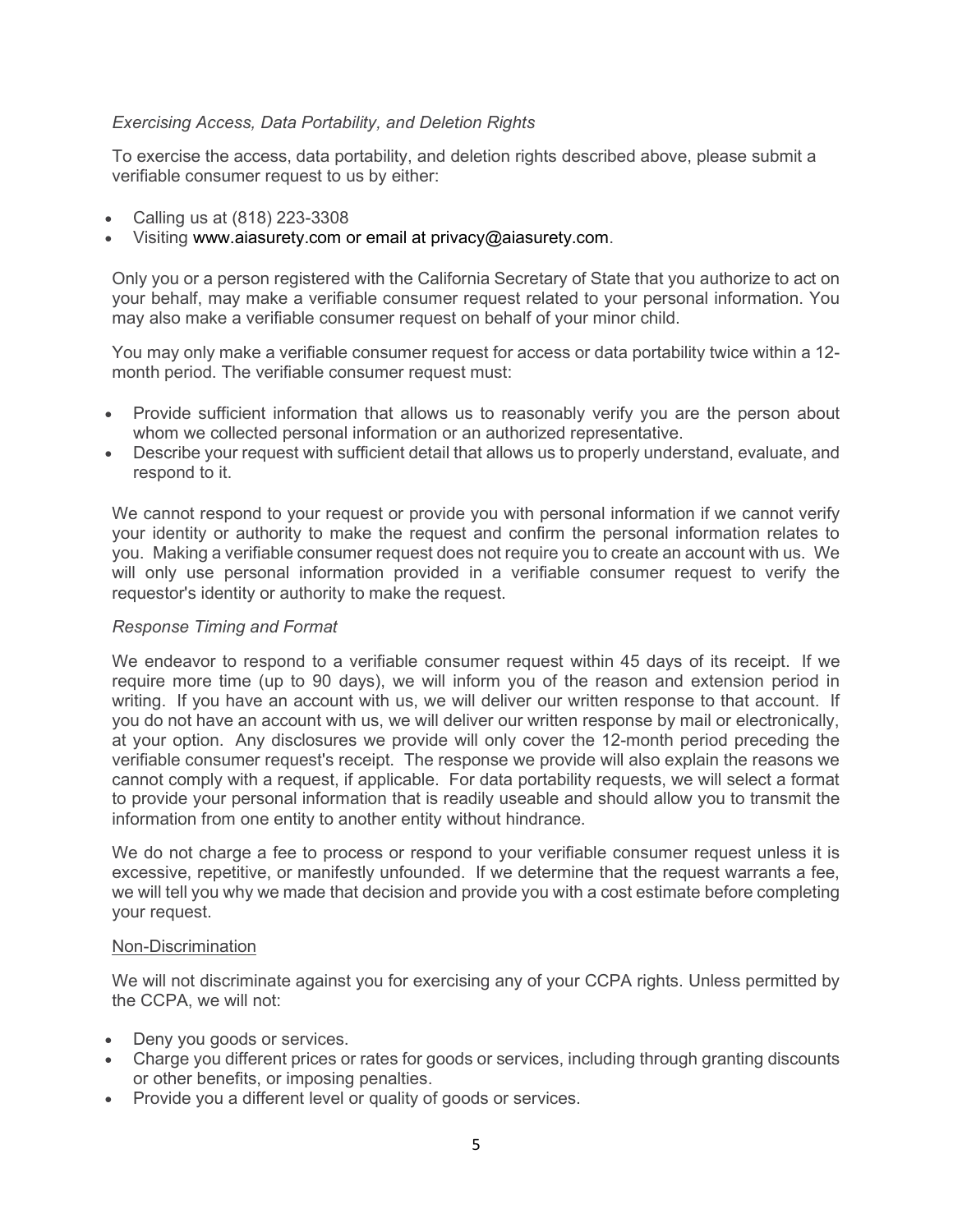*Exercising Access, Data Portability, and Deletion Rights*

To exercise the access, data portability, and deletion rights described above, please submit a verifiable consumer request to us by either:

- Calling us at (818) 223-3308
- Visiting www.aiasurety.com or email at privacy@aiasurety.com.

Only you or a person registered with the California Secretary of State that you authorize to act on your behalf, may make a verifiable consumer request related to your personal information. You may also make a verifiable consumer request on behalf of your minor child.

You may only make a verifiable consumer request for access or data portability twice within a 12-month period. The verifiable consumer request must:

- Provide sufficient information that allows us to reasonably verify you are the person about whom we collected personal information or an authorized representative.
- Describe your request with sufficient detail that allows us to properly understand, evaluate, and respond to it.

We cannot respond to your request or provide you with personal information if we cannot verify your identity or authority to make the request and confirm the personal information relates to you. Making a verifiable consumer request does not require you to create an account with us. We will only use personal information provided in a verifiable consumer request to verify the requestor's identity or authority to make the request.

*Response Timing and Format*

We endeavor to respond to a verifiable consumer request within 45 days of its receipt. If we require more time (up to 90 days), we will inform you of the reason and extension period in writing. If you have an account with us, we will deliver our written response to that account. If you do not have an account with us, we will deliver our written response by mail or electronically, at your option. Any disclosures we provide will only cover the 12-month period preceding the verifiable consumer request's receipt. The response we provide will also explain the reasons we cannot comply with a request, if applicable. For data portability requests, we will select a format to provide your personal information that is readily useable and should allow you to transmit the information from one entity to another entity without hindrance.

We do not charge a fee to process or respond to your verifiable consumer request unless it is excessive, repetitive, or manifestly unfounded. If we determine that the request warrants a fee, we will tell you why we made that decision and provide you with a cost estimate before completing your request.

<u>Non-Discrimination</u>

We will not discriminate against you for exercising any of your CCPA rights. Unless permitted by the CCPA, we will not:

- Deny you goods or services.
- Charge you different prices or rates for goods or services, including through granting discounts or other benefits, or imposing penalties.
- Provide you a different level or quality of goods or services.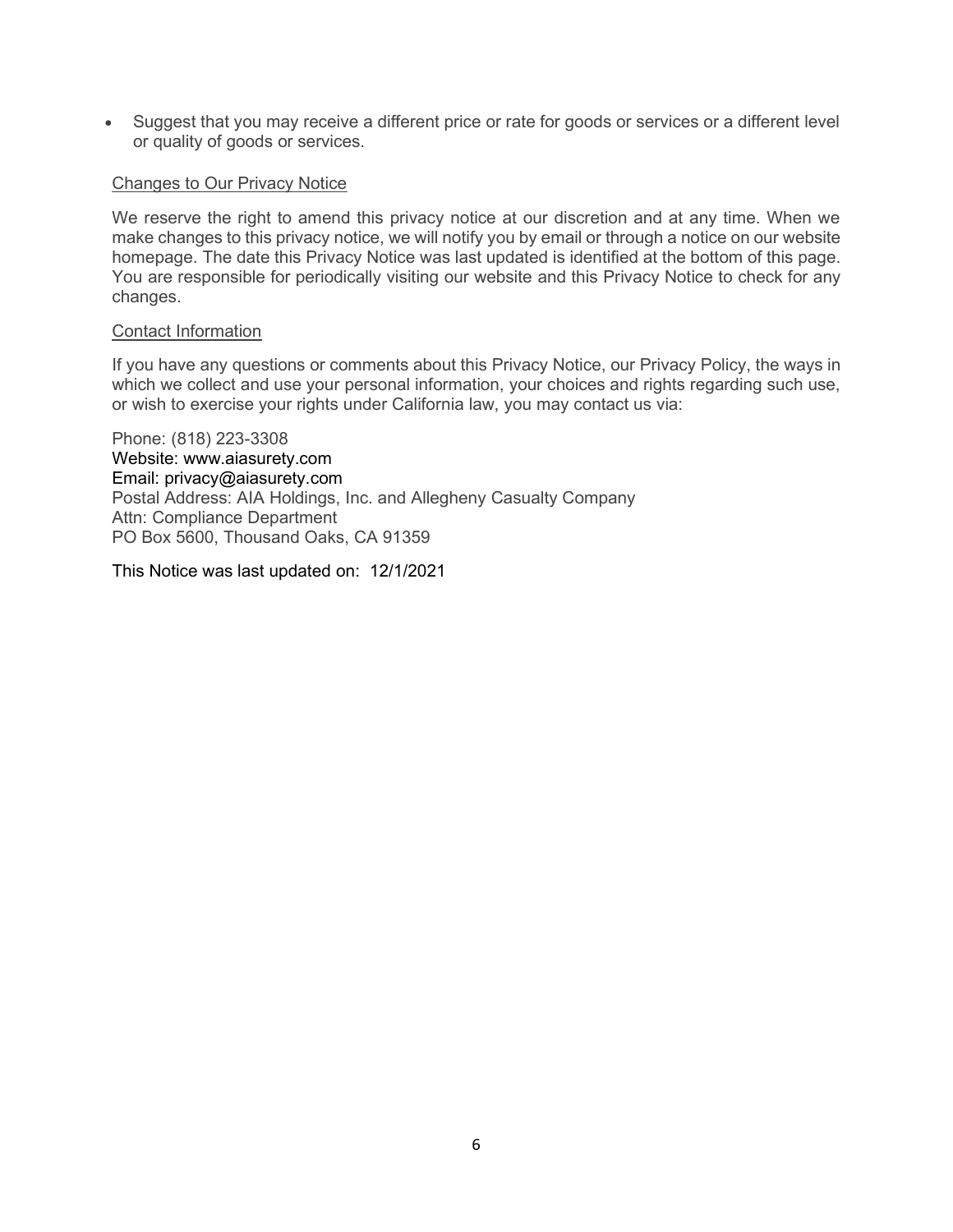- Suggest that you may receive a different price or rate for goods or services or a different level or quality of goods or services.

## Changes to Our Privacy Notice

We reserve the right to amend this privacy notice at our discretion and at any time. When we make changes to this privacy notice, we will notify you by email or through a notice on our website homepage. The date this Privacy Notice was last updated is identified at the bottom of this page. You are responsible for periodically visiting our website and this Privacy Notice to check for any changes.

## Contact Information

If you have any questions or comments about this Privacy Notice, our Privacy Policy, the ways in which we collect and use your personal information, your choices and rights regarding such use, or wish to exercise your rights under California law, you may contact us via:

Phone: (818) 223-3308
Website: www.aiasurety.com
Email: privacy@aiasurety.com
Postal Address: AIA Holdings, Inc. and Allegheny Casualty Company
Attn: Compliance Department
PO Box 5600, Thousand Oaks, CA 91359

This Notice was last updated on: 12/1/2021